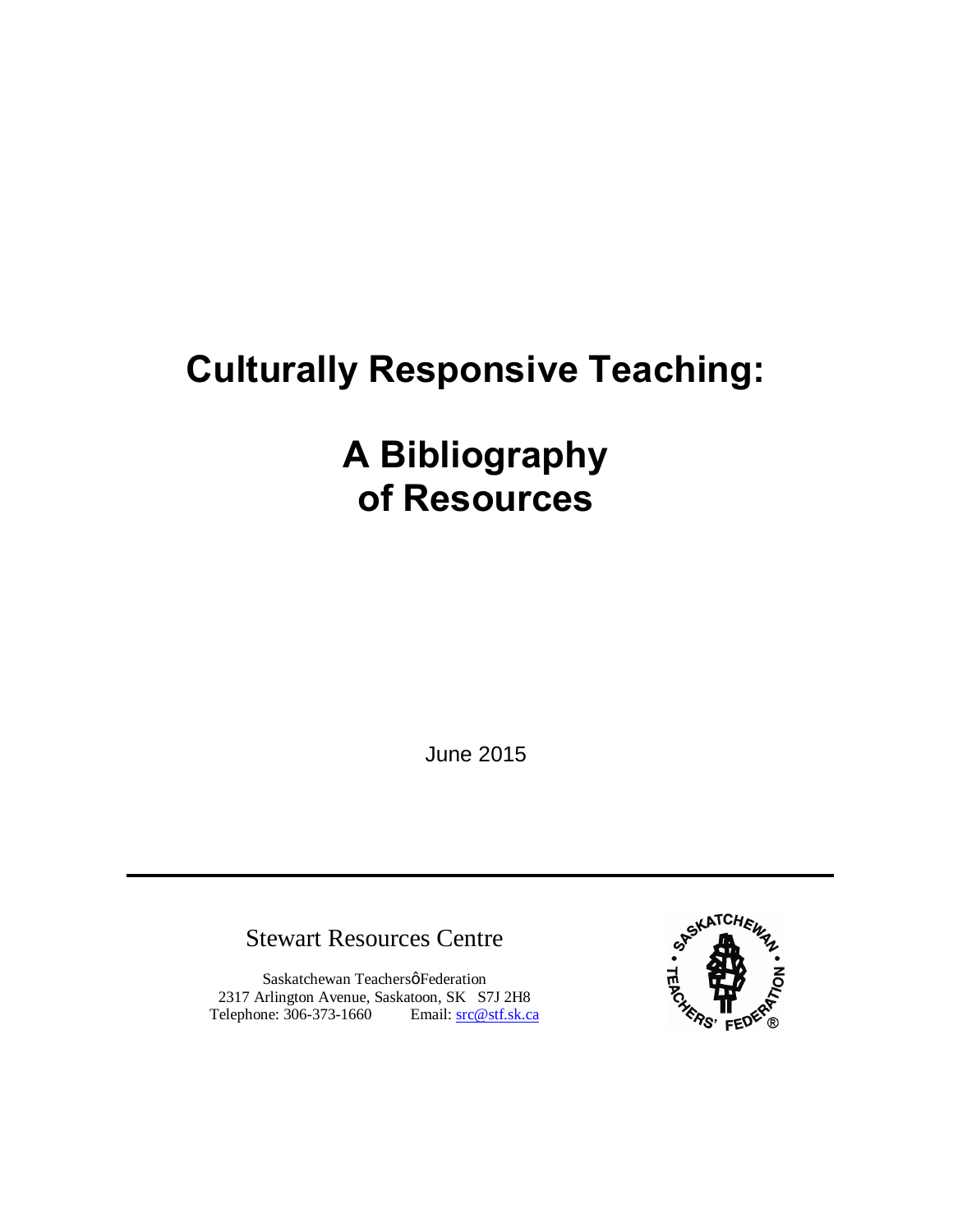# Culturally Responsive Teaching:

# A Bibliography of Resources

June 2015

Stewart Resources Centre

Saskatchewan Teachersô Federation
2317 Arlington Avenue, Saskatoon, SK S7J 2H8
Telephone: 306-373-1660 Email: src@stf.sk.ca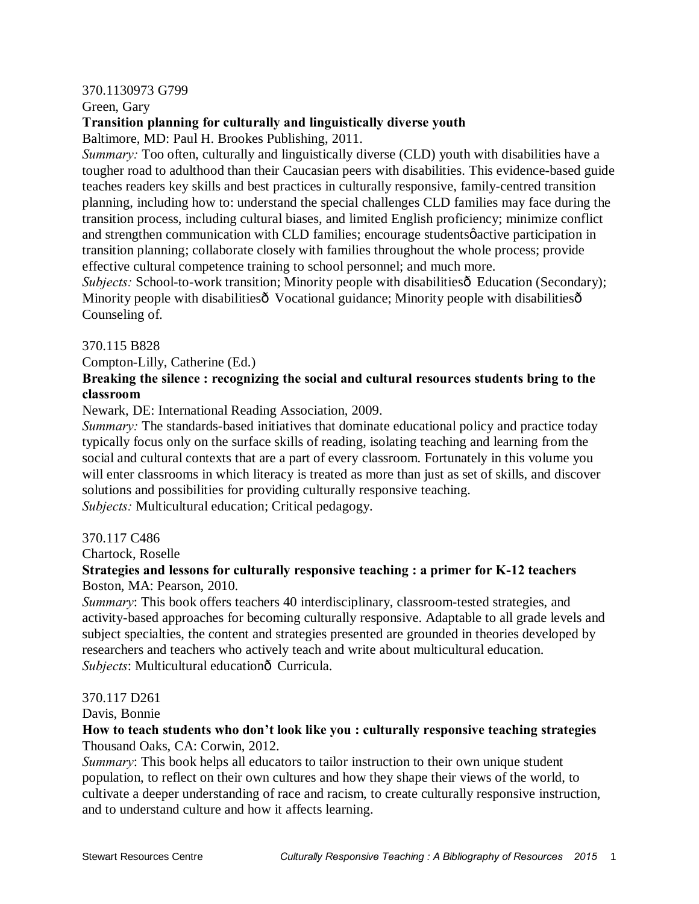370.1130973 G799

Green, Gary

**Transition planning for culturally and linguistically diverse youth**

Baltimore, MD: Paul H. Brookes Publishing, 2011.

*Summary:* Too often, culturally and linguistically diverse (CLD) youth with disabilities have a tougher road to adulthood than their Caucasian peers with disabilities. This evidence-based guide teaches readers key skills and best practices in culturally responsive, family-centred transition planning, including how to: understand the special challenges CLD families may face during the transition process, including cultural biases, and limited English proficiency; minimize conflict and strengthen communication with CLD families; encourage studentsô active participation in transition planning; collaborate closely with families throughout the whole process; provide effective cultural competence training to school personnel; and much more.

*Subjects:* School-to-work transition; Minority people with disabilitiesð Education (Secondary); Minority people with disabilitiesð Vocational guidance; Minority people with disabilitiesð Counseling of.

370.115 B828

Compton-Lilly, Catherine (Ed.)

**Breaking the silence : recognizing the social and cultural resources students bring to the classroom**

Newark, DE: International Reading Association, 2009.

*Summary:* The standards-based initiatives that dominate educational policy and practice today typically focus only on the surface skills of reading, isolating teaching and learning from the social and cultural contexts that are a part of every classroom. Fortunately in this volume you will enter classrooms in which literacy is treated as more than just as set of skills, and discover solutions and possibilities for providing culturally responsive teaching.

*Subjects:* Multicultural education; Critical pedagogy.

370.117 C486

Chartock, Roselle

**Strategies and lessons for culturally responsive teaching : a primer for K-12 teachers**

Boston, MA: Pearson, 2010.

*Summary*: This book offers teachers 40 interdisciplinary, classroom-tested strategies, and activity-based approaches for becoming culturally responsive. Adaptable to all grade levels and subject specialties, the content and strategies presented are grounded in theories developed by researchers and teachers who actively teach and write about multicultural education.

*Subjects*: Multicultural educationð Curricula.

370.117 D261

Davis, Bonnie

**How to teach students who don't look like you : culturally responsive teaching strategies**

Thousand Oaks, CA: Corwin, 2012.

*Summary*: This book helps all educators to tailor instruction to their own unique student population, to reflect on their own cultures and how they shape their views of the world, to cultivate a deeper understanding of race and racism, to create culturally responsive instruction, and to understand culture and how it affects learning.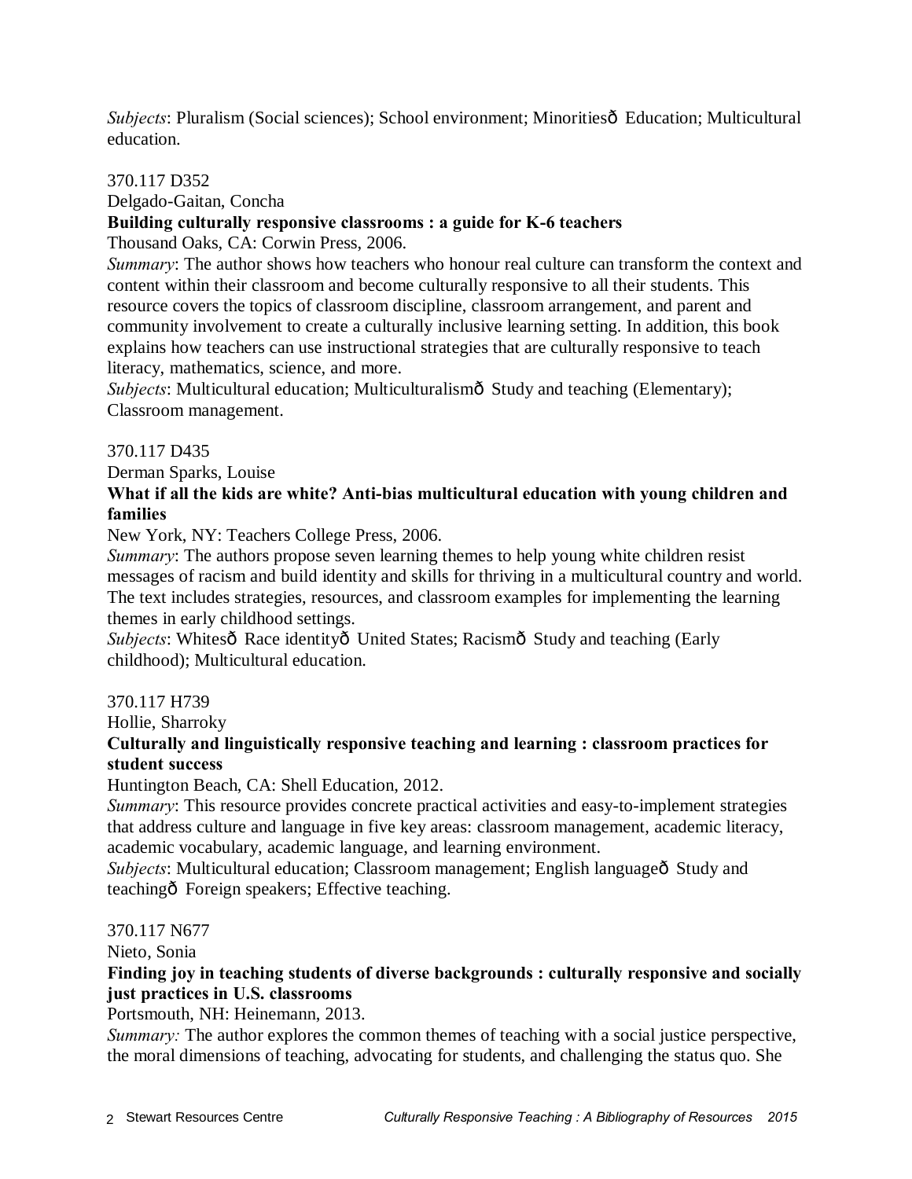*Subjects*: Pluralism (Social sciences); School environment; Minoritiesð Education; Multicultural education.

370.117 D352

Delgado-Gaitan, Concha

**Building culturally responsive classrooms : a guide for K-6 teachers**

Thousand Oaks, CA: Corwin Press, 2006.

*Summary*: The author shows how teachers who honour real culture can transform the context and content within their classroom and become culturally responsive to all their students. This resource covers the topics of classroom discipline, classroom arrangement, and parent and community involvement to create a culturally inclusive learning setting. In addition, this book explains how teachers can use instructional strategies that are culturally responsive to teach literacy, mathematics, science, and more.

*Subjects*: Multicultural education; Multiculturalismð Study and teaching (Elementary); Classroom management.

370.117 D435

Derman Sparks, Louise

**What if all the kids are white? Anti-bias multicultural education with young children and families**

New York, NY: Teachers College Press, 2006.

*Summary*: The authors propose seven learning themes to help young white children resist messages of racism and build identity and skills for thriving in a multicultural country and world. The text includes strategies, resources, and classroom examples for implementing the learning themes in early childhood settings.

*Subjects*: Whitesð Race identityð United States; Racismð Study and teaching (Early childhood); Multicultural education.

370.117 H739

Hollie, Sharroky

**Culturally and linguistically responsive teaching and learning : classroom practices for student success**

Huntington Beach, CA: Shell Education, 2012.

*Summary*: This resource provides concrete practical activities and easy-to-implement strategies that address culture and language in five key areas: classroom management, academic literacy, academic vocabulary, academic language, and learning environment.

*Subjects*: Multicultural education; Classroom management; English languageð Study and teachingð Foreign speakers; Effective teaching.

370.117 N677

Nieto, Sonia

**Finding joy in teaching students of diverse backgrounds : culturally responsive and socially just practices in U.S. classrooms**

Portsmouth, NH: Heinemann, 2013.

*Summary:* The author explores the common themes of teaching with a social justice perspective, the moral dimensions of teaching, advocating for students, and challenging the status quo. She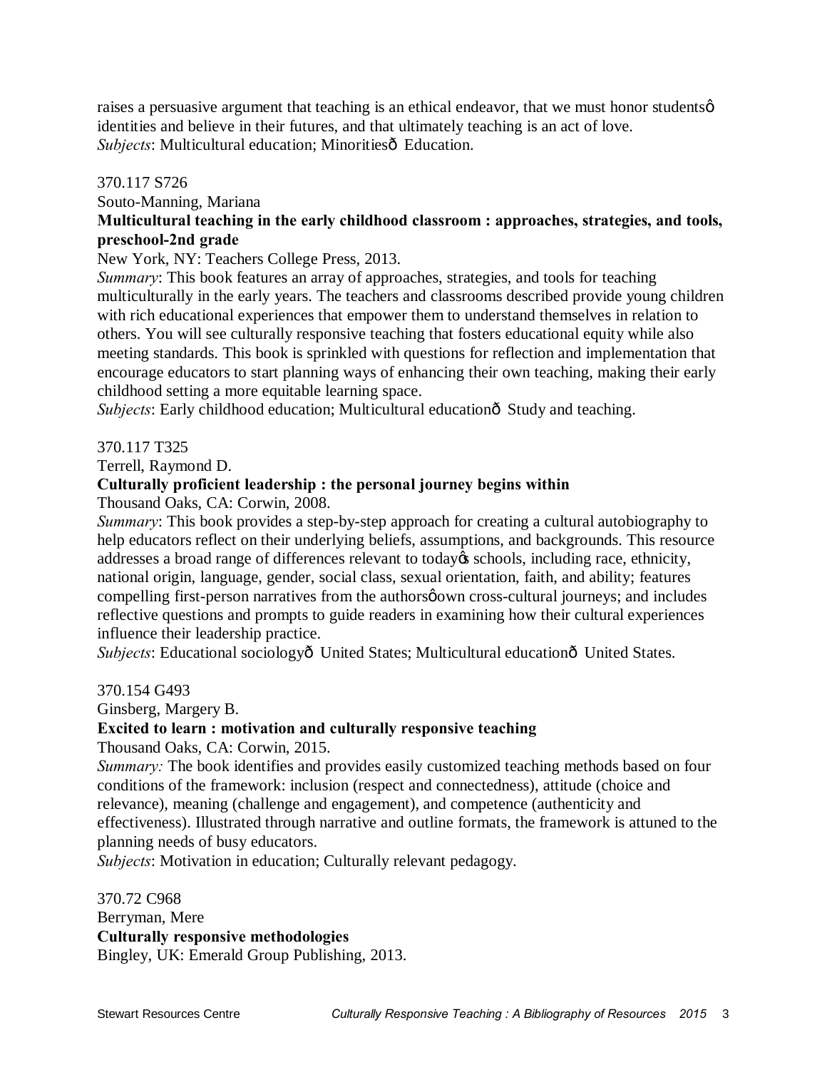raises a persuasive argument that teaching is an ethical endeavor, that we must honor studentsô identities and believe in their futures, and that ultimately teaching is an act of love.
*Subjects*: Multicultural education; Minoritiesô Education.

370.117 S726
Souto-Manning, Mariana
**Multicultural teaching in the early childhood classroom : approaches, strategies, and tools, preschool-2nd grade**
New York, NY: Teachers College Press, 2013.
*Summary*: This book features an array of approaches, strategies, and tools for teaching multiculturally in the early years. The teachers and classrooms described provide young children with rich educational experiences that empower them to understand themselves in relation to others. You will see culturally responsive teaching that fosters educational equity while also meeting standards. This book is sprinkled with questions for reflection and implementation that encourage educators to start planning ways of enhancing their own teaching, making their early childhood setting a more equitable learning space.
*Subjects*: Early childhood education; Multicultural educationô Study and teaching.

370.117 T325
Terrell, Raymond D.
**Culturally proficient leadership : the personal journey begins within**
Thousand Oaks, CA: Corwin, 2008.
*Summary*: This book provides a step-by-step approach for creating a cultural autobiography to help educators reflect on their underlying beliefs, assumptions, and backgrounds. This resource addresses a broad range of differences relevant to todayô s schools, including race, ethnicity, national origin, language, gender, social class, sexual orientation, faith, and ability; features compelling first-person narratives from the authorsô own cross-cultural journeys; and includes reflective questions and prompts to guide readers in examining how their cultural experiences influence their leadership practice.
*Subjects*: Educational sociologyô United States; Multicultural educationô United States.

370.154 G493
Ginsberg, Margery B.
**Excited to learn : motivation and culturally responsive teaching**
Thousand Oaks, CA: Corwin, 2015.
*Summary:* The book identifies and provides easily customized teaching methods based on four conditions of the framework: inclusion (respect and connectedness), attitude (choice and relevance), meaning (challenge and engagement), and competence (authenticity and effectiveness). Illustrated through narrative and outline formats, the framework is attuned to the planning needs of busy educators.
*Subjects*: Motivation in education; Culturally relevant pedagogy.

370.72 C968
Berryman, Mere
**Culturally responsive methodologies**
Bingley, UK: Emerald Group Publishing, 2013.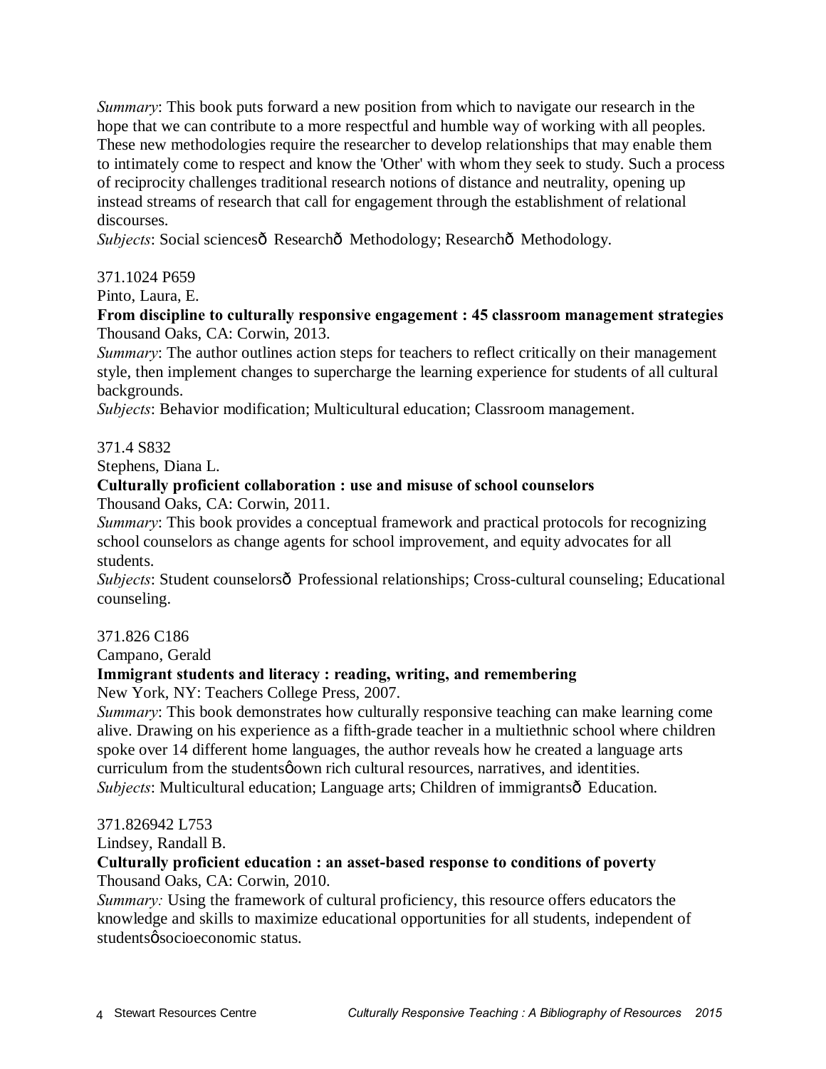*Summary*: This book puts forward a new position from which to navigate our research in the hope that we can contribute to a more respectful and humble way of working with all peoples. These new methodologies require the researcher to develop relationships that may enable them to intimately come to respect and know the 'Other' with whom they seek to study. Such a process of reciprocity challenges traditional research notions of distance and neutrality, opening up instead streams of research that call for engagement through the establishment of relational discourses.
*Subjects*: Social sciencesð Researchð Methodology; Researchð Methodology.

371.1024 P659
Pinto, Laura, E.
**From discipline to culturally responsive engagement : 45 classroom management strategies**
Thousand Oaks, CA: Corwin, 2013.
*Summary*: The author outlines action steps for teachers to reflect critically on their management style, then implement changes to supercharge the learning experience for students of all cultural backgrounds.
*Subjects*: Behavior modification; Multicultural education; Classroom management.

371.4 S832
Stephens, Diana L.
**Culturally proficient collaboration : use and misuse of school counselors**
Thousand Oaks, CA: Corwin, 2011.
*Summary*: This book provides a conceptual framework and practical protocols for recognizing school counselors as change agents for school improvement, and equity advocates for all students.
*Subjects*: Student counselorsð Professional relationships; Cross-cultural counseling; Educational counseling.

371.826 C186
Campano, Gerald
**Immigrant students and literacy : reading, writing, and remembering**
New York, NY: Teachers College Press, 2007.
*Summary*: This book demonstrates how culturally responsive teaching can make learning come alive. Drawing on his experience as a fifth-grade teacher in a multiethnic school where children spoke over 14 different home languages, the author reveals how he created a language arts curriculum from the studentsộown rich cultural resources, narratives, and identities.
*Subjects*: Multicultural education; Language arts; Children of immigrantsð Education.

371.826942 L753
Lindsey, Randall B.
**Culturally proficient education : an asset-based response to conditions of poverty**
Thousand Oaks, CA: Corwin, 2010.
*Summary:* Using the framework of cultural proficiency, this resource offers educators the knowledge and skills to maximize educational opportunities for all students, independent of studentsộsocioeconomic status.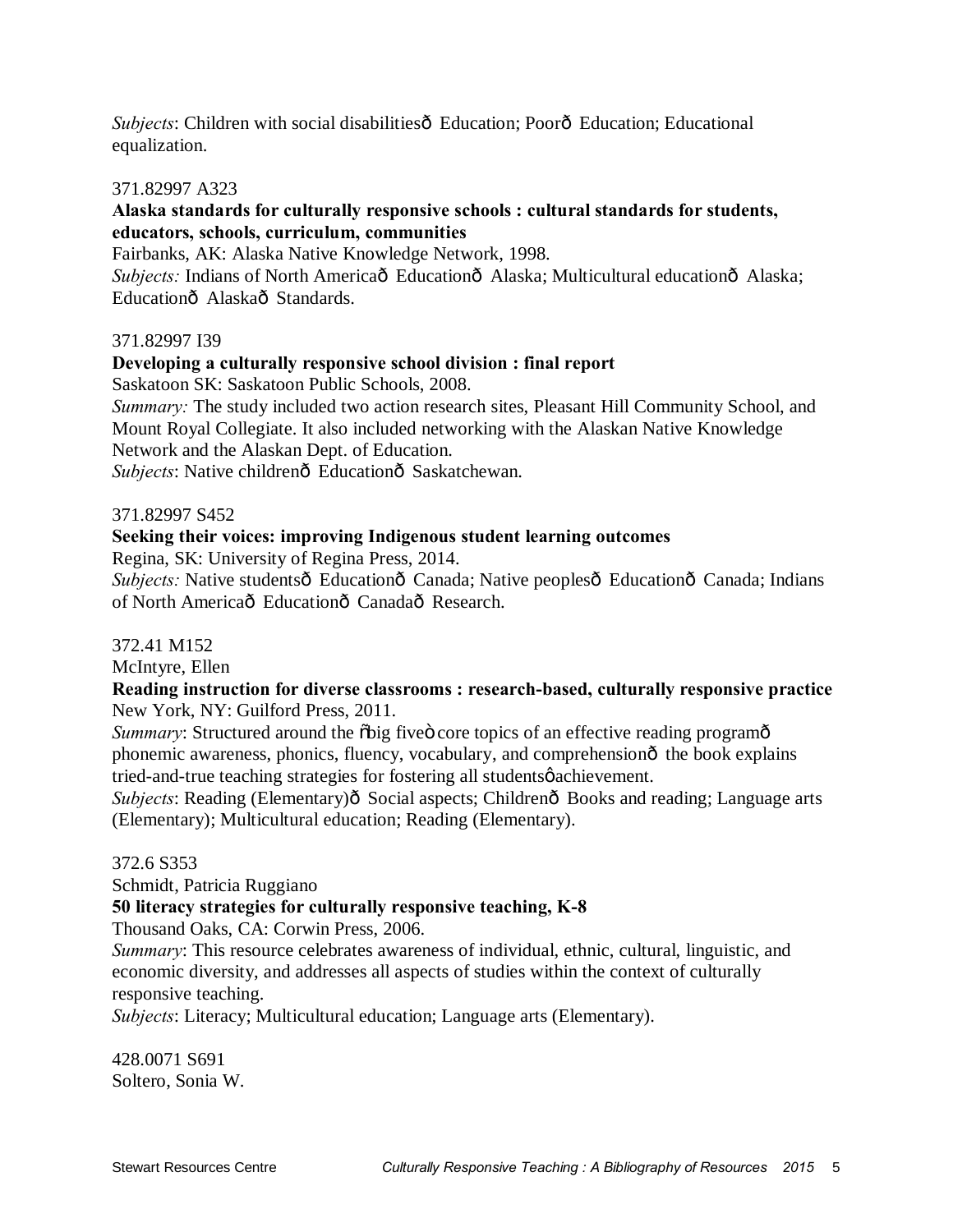*Subjects*: Children with social disabilitiesð Education; Poorð Education; Educational equalization.

371.82997 A323
**Alaska standards for culturally responsive schools : cultural standards for students, educators, schools, curriculum, communities**
Fairbanks, AK: Alaska Native Knowledge Network, 1998.
*Subjects:* Indians of North Americað Educationð Alaska; Multicultural educationð Alaska; Educationð Alaskað Standards.

371.82997 I39
**Developing a culturally responsive school division : final report**
Saskatoon SK: Saskatoon Public Schools, 2008.
*Summary:* The study included two action research sites, Pleasant Hill Community School, and Mount Royal Collegiate. It also included networking with the Alaskan Native Knowledge Network and the Alaskan Dept. of Education.
*Subjects*: Native childrenð Educationð Saskatchewan.

371.82997 S452
**Seeking their voices: improving Indigenous student learning outcomes**
Regina, SK: University of Regina Press, 2014.
*Subjects:* Native studentsð Educationð Canada; Native peoplesð Educationð Canada; Indians of North Americað Educationð Canadað Research.

372.41 M152
McIntyre, Ellen
**Reading instruction for diverse classrooms : research-based, culturally responsive practice**
New York, NY: Guilford Press, 2011.
*Summary*: Structured around the õbig fiveö core topics of an effective reading programð phonemic awareness, phonics, fluency, vocabulary, and comprehensionð the book explains tried-and-true teaching strategies for fostering all studentsø achievement.
*Subjects*: Reading (Elementary)ð Social aspects; Childrenð Books and reading; Language arts (Elementary); Multicultural education; Reading (Elementary).

372.6 S353
Schmidt, Patricia Ruggiano
**50 literacy strategies for culturally responsive teaching, K-8**
Thousand Oaks, CA: Corwin Press, 2006.
*Summary*: This resource celebrates awareness of individual, ethnic, cultural, linguistic, and economic diversity, and addresses all aspects of studies within the context of culturally responsive teaching.
*Subjects*: Literacy; Multicultural education; Language arts (Elementary).

428.0071 S691
Soltero, Sonia W.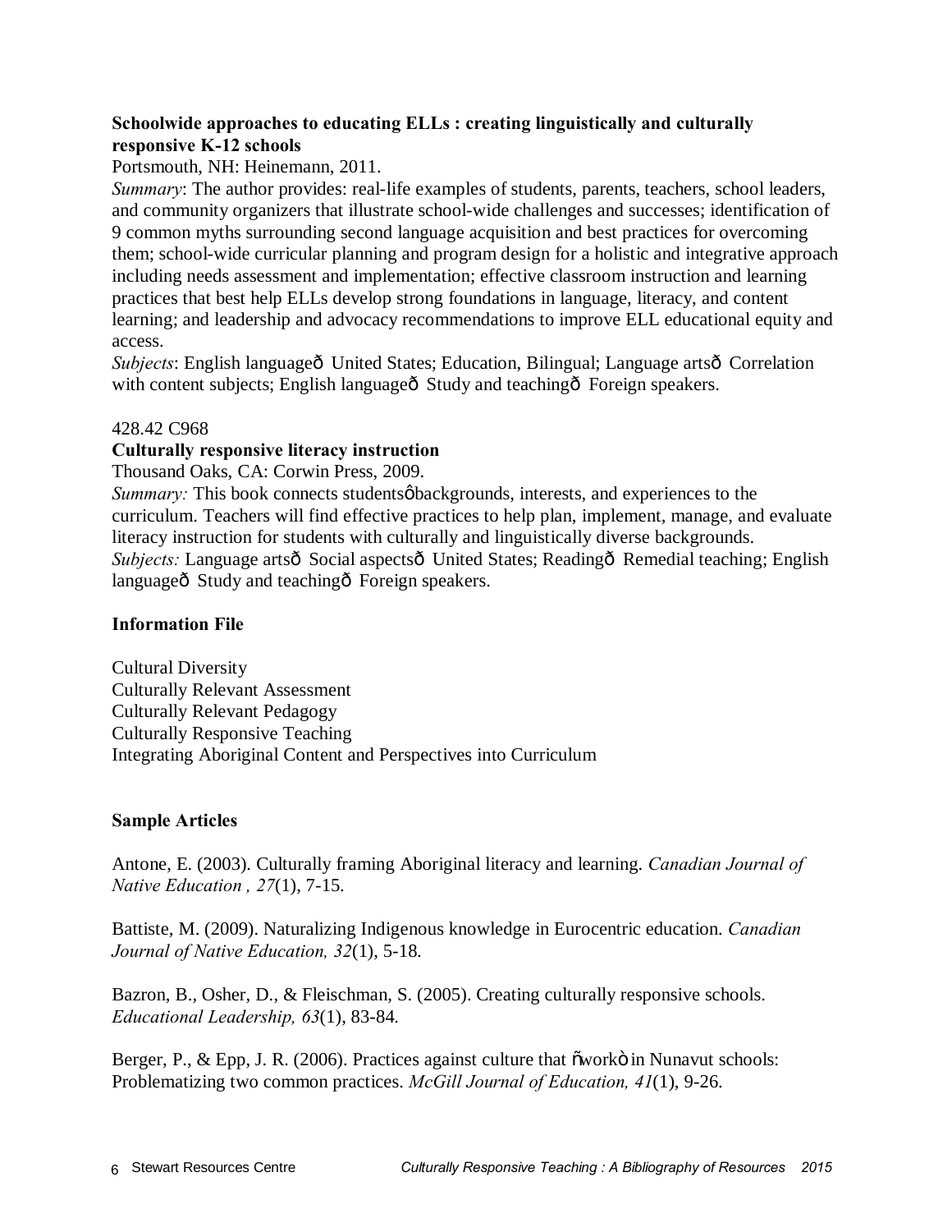**Schoolwide approaches to educating ELLs : creating linguistically and culturally responsive K-12 schools**

Portsmouth, NH: Heinemann, 2011.

*Summary*: The author provides: real-life examples of students, parents, teachers, school leaders, and community organizers that illustrate school-wide challenges and successes; identification of 9 common myths surrounding second language acquisition and best practices for overcoming them; school-wide curricular planning and program design for a holistic and integrative approach including needs assessment and implementation; effective classroom instruction and learning practices that best help ELLs develop strong foundations in language, literacy, and content learning; and leadership and advocacy recommendations to improve ELL educational equity and access.

*Subjects*: English languageô United States; Education, Bilingual; Language artsô Correlation with content subjects; English languageô Study and teachingô Foreign speakers.

428.42 C968

**Culturally responsive literacy instruction**

Thousand Oaks, CA: Corwin Press, 2009.

*Summary:* This book connects studentsôbackgrounds, interests, and experiences to the curriculum. Teachers will find effective practices to help plan, implement, manage, and evaluate literacy instruction for students with culturally and linguistically diverse backgrounds.

*Subjects:* Language artsô Social aspectsô United States; Readingô Remedial teaching; English languageô Study and teachingô Foreign speakers.

**Information File**

Cultural Diversity  
Culturally Relevant Assessment  
Culturally Relevant Pedagogy  
Culturally Responsive Teaching  
Integrating Aboriginal Content and Perspectives into Curriculum

**Sample Articles**

Antone, E. (2003). Culturally framing Aboriginal literacy and learning. *Canadian Journal of Native Education , 27*(1), 7-15.

Battiste, M. (2009). Naturalizing Indigenous knowledge in Eurocentric education. *Canadian Journal of Native Education, 32*(1), 5-18.

Bazron, B., Osher, D., & Fleischman, S. (2005). Creating culturally responsive schools. *Educational Leadership, 63*(1), 83-84.

Berger, P., & Epp, J. R. (2006). Practices against culture that õworkö in Nunavut schools: Problematizing two common practices. *McGill Journal of Education, 41*(1), 9-26.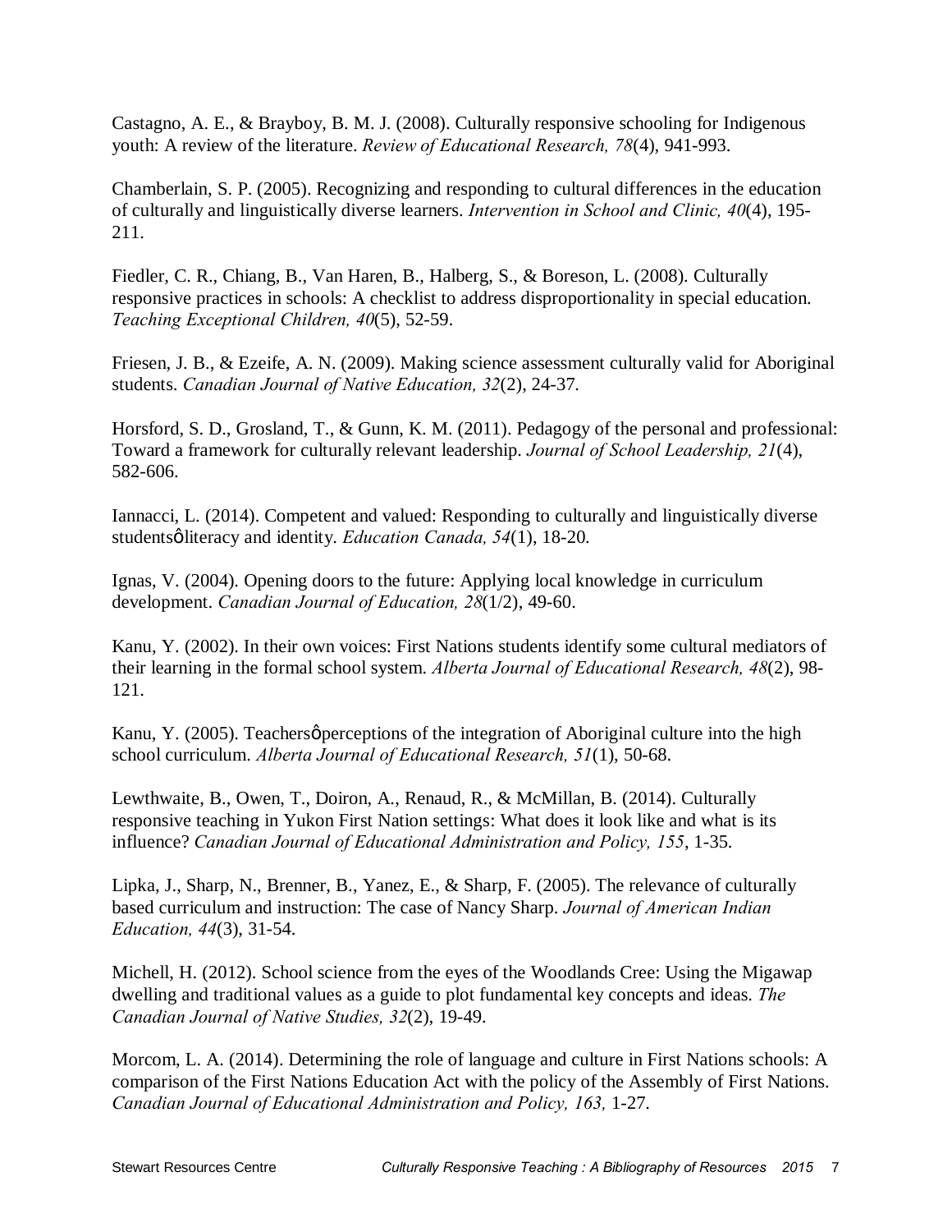Castagno, A. E., & Brayboy, B. M. J. (2008). Culturally responsive schooling for Indigenous youth: A review of the literature. *Review of Educational Research, 78*(4), 941-993.

Chamberlain, S. P. (2005). Recognizing and responding to cultural differences in the education of culturally and linguistically diverse learners. *Intervention in School and Clinic, 40*(4), 195-211.

Fiedler, C. R., Chiang, B., Van Haren, B., Halberg, S., & Boreson, L. (2008). Culturally responsive practices in schools: A checklist to address disproportionality in special education. *Teaching Exceptional Children, 40*(5), 52-59.

Friesen, J. B., & Ezeife, A. N. (2009). Making science assessment culturally valid for Aboriginal students. *Canadian Journal of Native Education, 32*(2), 24-37.

Horsford, S. D., Grosland, T., & Gunn, K. M. (2011). Pedagogy of the personal and professional: Toward a framework for culturally relevant leadership. *Journal of School Leadership, 21*(4), 582-606.

Iannacci, L. (2014). Competent and valued: Responding to culturally and linguistically diverse studentsǿ literacy and identity. *Education Canada, 54*(1), 18-20.

Ignas, V. (2004). Opening doors to the future: Applying local knowledge in curriculum development. *Canadian Journal of Education, 28*(1/2), 49-60.

Kanu, Y. (2002). In their own voices: First Nations students identify some cultural mediators of their learning in the formal school system. *Alberta Journal of Educational Research, 48*(2), 98-121.

Kanu, Y. (2005). Teachersǿ perceptions of the integration of Aboriginal culture into the high school curriculum. *Alberta Journal of Educational Research, 51*(1), 50-68.

Lewthwaite, B., Owen, T., Doiron, A., Renaud, R., & McMillan, B. (2014). Culturally responsive teaching in Yukon First Nation settings: What does it look like and what is its influence? *Canadian Journal of Educational Administration and Policy, 155*, 1-35.

Lipka, J., Sharp, N., Brenner, B., Yanez, E., & Sharp, F. (2005). The relevance of culturally based curriculum and instruction: The case of Nancy Sharp. *Journal of American Indian Education, 44*(3), 31-54.

Michell, H. (2012). School science from the eyes of the Woodlands Cree: Using the Migawap dwelling and traditional values as a guide to plot fundamental key concepts and ideas. *The Canadian Journal of Native Studies, 32*(2), 19-49.

Morcom, L. A. (2014). Determining the role of language and culture in First Nations schools: A comparison of the First Nations Education Act with the policy of the Assembly of First Nations. *Canadian Journal of Educational Administration and Policy, 163,* 1-27.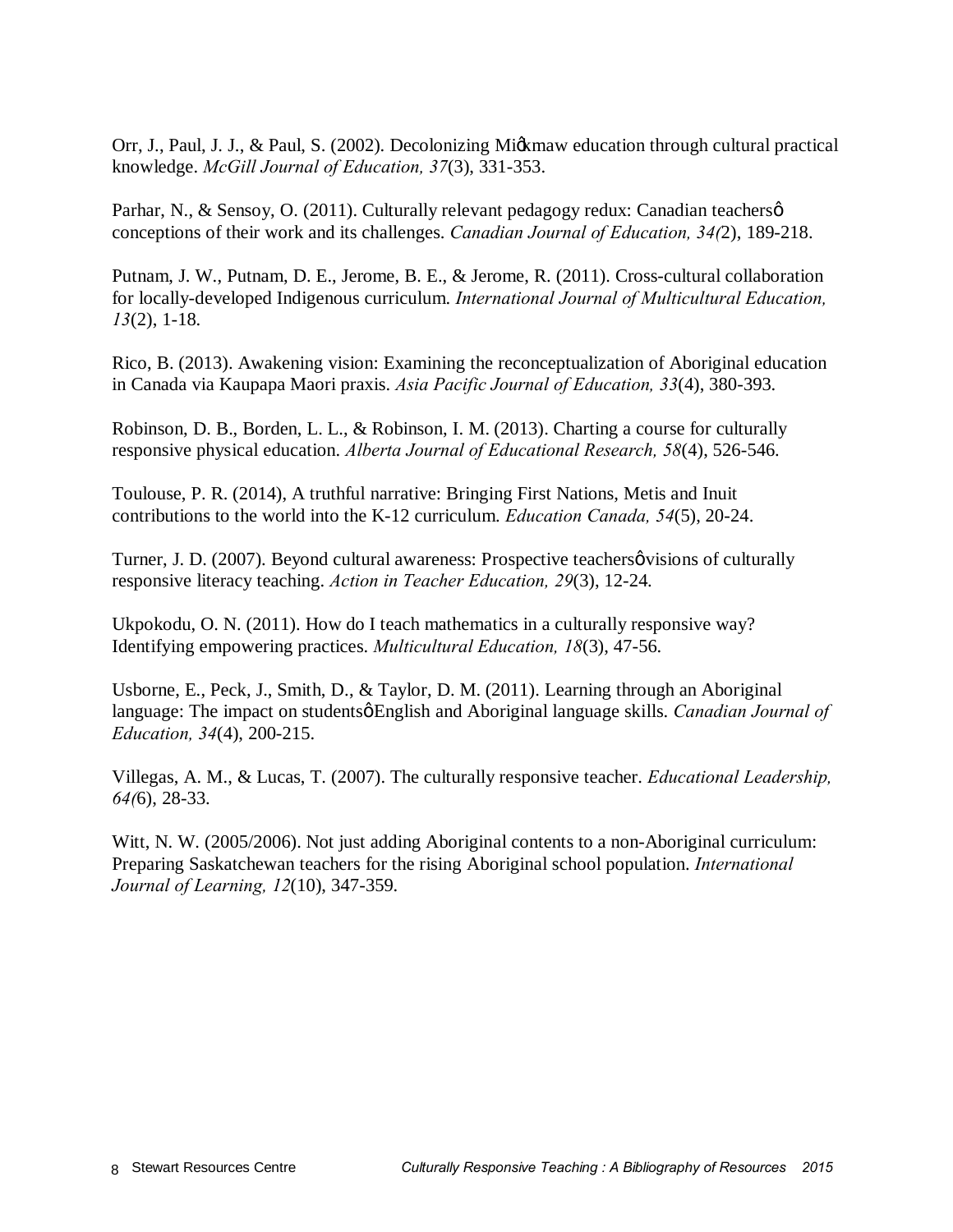Orr, J., Paul, J. J., & Paul, S. (2002). Decolonizing Miꞌkmaw education through cultural practical knowledge. *McGill Journal of Education, 37*(3), 331-353.

Parhar, N., & Sensoy, O. (2011). Culturally relevant pedagogy redux: Canadian teachers' conceptions of their work and its challenges. *Canadian Journal of Education, 34(*2), 189-218.

Putnam, J. W., Putnam, D. E., Jerome, B. E., & Jerome, R. (2011). Cross-cultural collaboration for locally-developed Indigenous curriculum. *International Journal of Multicultural Education, 13*(2), 1-18.

Rico, B. (2013). Awakening vision: Examining the reconceptualization of Aboriginal education in Canada via Kaupapa Maori praxis. *Asia Pacific Journal of Education, 33*(4), 380-393.

Robinson, D. B., Borden, L. L., & Robinson, I. M. (2013). Charting a course for culturally responsive physical education. *Alberta Journal of Educational Research, 58*(4), 526-546.

Toulouse, P. R. (2014), A truthful narrative: Bringing First Nations, Metis and Inuit contributions to the world into the K-12 curriculum. *Education Canada, 54*(5), 20-24.

Turner, J. D. (2007). Beyond cultural awareness: Prospective teachers' visions of culturally responsive literacy teaching. *Action in Teacher Education, 29*(3), 12-24.

Ukpokodu, O. N. (2011). How do I teach mathematics in a culturally responsive way? Identifying empowering practices. *Multicultural Education, 18*(3), 47-56.

Usborne, E., Peck, J., Smith, D., & Taylor, D. M. (2011). Learning through an Aboriginal language: The impact on students' English and Aboriginal language skills. *Canadian Journal of Education, 34*(4), 200-215.

Villegas, A. M., & Lucas, T. (2007). The culturally responsive teacher. *Educational Leadership, 64(*6), 28-33.

Witt, N. W. (2005/2006). Not just adding Aboriginal contents to a non-Aboriginal curriculum: Preparing Saskatchewan teachers for the rising Aboriginal school population. *International Journal of Learning, 12*(10), 347-359.